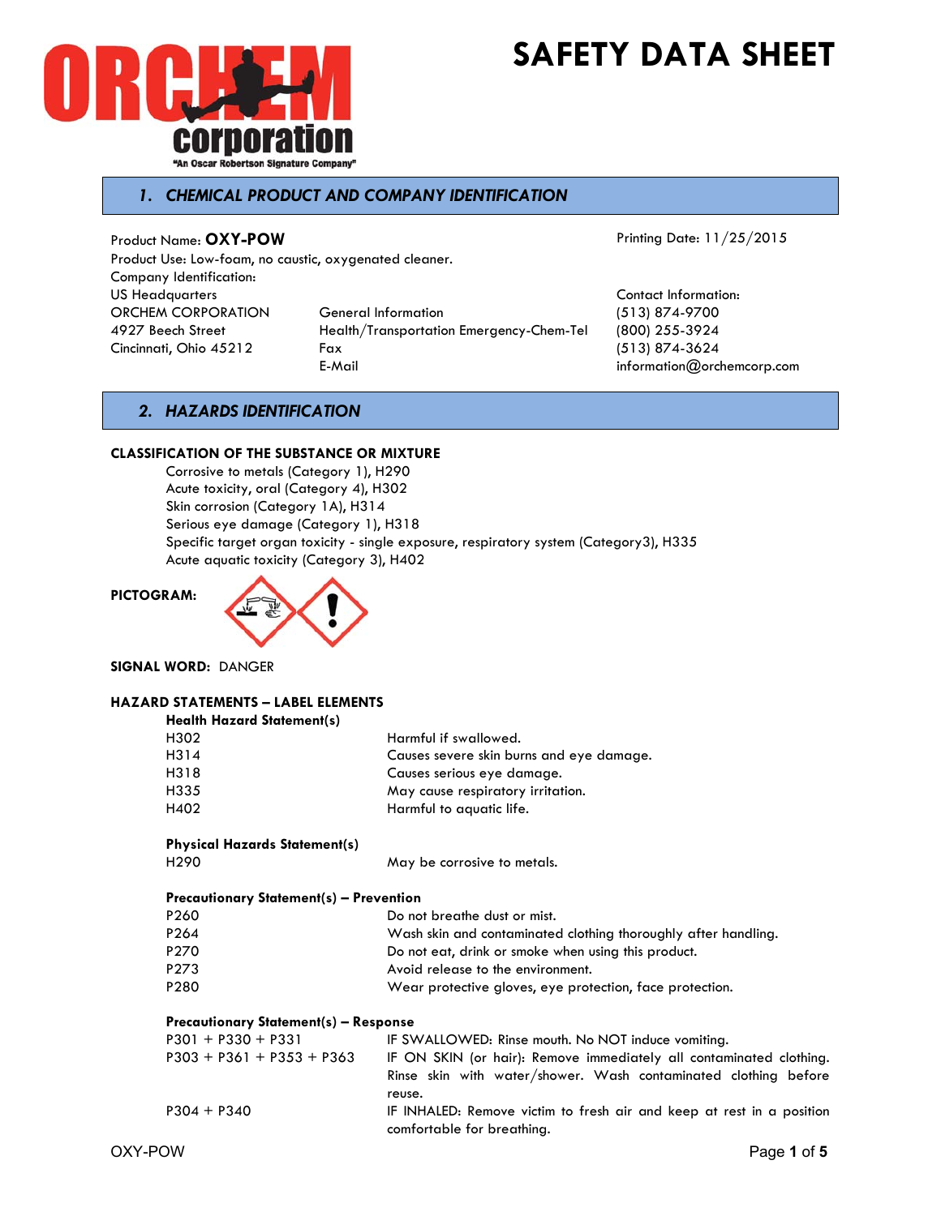ORCHEM corporation
"An Oscar Robertson Signature Company"

# SAFETY DATA SHEET

## 1. CHEMICAL PRODUCT AND COMPANY IDENTIFICATION

Product Name: **OXY-POW**

Printing Date: 11/25/2015

Product Use: Low-foam, no caustic, oxygenated cleaner.

Company Identification:

US Headquarters
ORCHEM CORPORATION
4927 Beech Street
Cincinnati, Ohio 45212

| | Contact Information: |
|---|---|
| General Information | (513) 874-9700 |
| Health/Transportation Emergency-Chem-Tel | (800) 255-3924 |
| Fax | (513) 874-3624 |
| E-Mail | information@orchemcorp.com |

## 2. HAZARDS IDENTIFICATION

**CLASSIFICATION OF THE SUBSTANCE OR MIXTURE**

Corrosive to metals (Category 1), H290
Acute toxicity, oral (Category 4), H302
Skin corrosion (Category 1A), H314
Serious eye damage (Category 1), H318
Specific target organ toxicity - single exposure, respiratory system (Category3), H335
Acute aquatic toxicity (Category 3), H402

**PICTOGRAM:**

**SIGNAL WORD:** DANGER

**HAZARD STATEMENTS – LABEL ELEMENTS**

**Health Hazard Statement(s)**

| | |
|---|---|
| H302 | Harmful if swallowed. |
| H314 | Causes severe skin burns and eye damage. |
| H318 | Causes serious eye damage. |
| H335 | May cause respiratory irritation. |
| H402 | Harmful to aquatic life. |

**Physical Hazards Statement(s)**

| | |
|---|---|
| H290 | May be corrosive to metals. |

**Precautionary Statement(s) – Prevention**

| | |
|---|---|
| P260 | Do not breathe dust or mist. |
| P264 | Wash skin and contaminated clothing thoroughly after handling. |
| P270 | Do not eat, drink or smoke when using this product. |
| P273 | Avoid release to the environment. |
| P280 | Wear protective gloves, eye protection, face protection. |

**Precautionary Statement(s) – Response**

| | |
|---|---|
| P301 + P330 + P331 | IF SWALLOWED: Rinse mouth. No NOT induce vomiting. |
| P303 + P361 + P353 + P363 | IF ON SKIN (or hair): Remove immediately all contaminated clothing. Rinse skin with water/shower. Wash contaminated clothing before reuse. |
| P304 + P340 | IF INHALED: Remove victim to fresh air and keep at rest in a position comfortable for breathing. |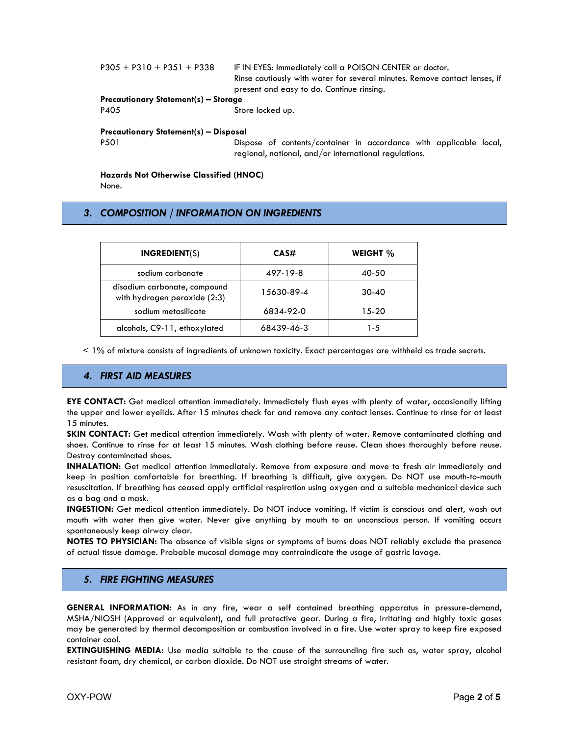| | |
|---|---|
| P305 + P310 + P351 + P338 | IF IN EYES: Immediately call a POISON CENTER or doctor. Rinse cautiously with water for several minutes. Remove contact lenses, if present and easy to do. Continue rinsing. |

**Precautionary Statement(s) – Storage**

| | |
|---|---|
| P405 | Store locked up. |

**Precautionary Statement(s) – Disposal**

| | |
|---|---|
| P501 | Dispose of contents/container in accordance with applicable local, regional, national, and/or international regulations. |

**Hazards Not Otherwise Classified (HNOC)**

None.

## 3. COMPOSITION / INFORMATION ON INGREDIENTS

| INGREDIENT(S) | CAS# | WEIGHT % |
|---|---|---|
| sodium carbonate | 497-19-8 | 40-50 |
| disodium carbonate, compound with hydrogen peroxide (2:3) | 15630-89-4 | 30-40 |
| sodium metasilicate | 6834-92-0 | 15-20 |
| alcohols, C9-11, ethoxylated | 68439-46-3 | 1-5 |

< 1% of mixture consists of ingredients of unknown toxicity. Exact percentages are withheld as trade secrets.

## 4. FIRST AID MEASURES

**EYE CONTACT:** Get medical attention immediately. Immediately flush eyes with plenty of water, occasionally lifting the upper and lower eyelids. After 15 minutes check for and remove any contact lenses. Continue to rinse for at least 15 minutes.

**SKIN CONTACT:** Get medical attention immediately. Wash with plenty of water. Remove contaminated clothing and shoes. Continue to rinse for at least 15 minutes. Wash clothing before reuse. Clean shoes thoroughly before reuse. Destroy contaminated shoes.

**INHALATION:** Get medical attention immediately. Remove from exposure and move to fresh air immediately and keep in position comfortable for breathing. If breathing is difficult, give oxygen. Do NOT use mouth-to-mouth resuscitation. If breathing has ceased apply artificial respiration using oxygen and a suitable mechanical device such as a bag and a mask.

**INGESTION:** Get medical attention immediately. Do NOT induce vomiting. If victim is conscious and alert, wash out mouth with water then give water. Never give anything by mouth to an unconscious person. If vomiting occurs spontaneously keep airway clear.

**NOTES TO PHYSICIAN:** The absence of visible signs or symptoms of burns does NOT reliably exclude the presence of actual tissue damage. Probable mucosal damage may contraindicate the usage of gastric lavage.

## 5. FIRE FIGHTING MEASURES

**GENERAL INFORMATION:** As in any fire, wear a self contained breathing apparatus in pressure-demand, MSHA/NIOSH (Approved or equivalent), and full protective gear. During a fire, irritating and highly toxic gases may be generated by thermal decomposition or combustion involved in a fire. Use water spray to keep fire exposed container cool.

**EXTINGUISHING MEDIA:** Use media suitable to the cause of the surrounding fire such as, water spray, alcohol resistant foam, dry chemical, or carbon dioxide. Do NOT use straight streams of water.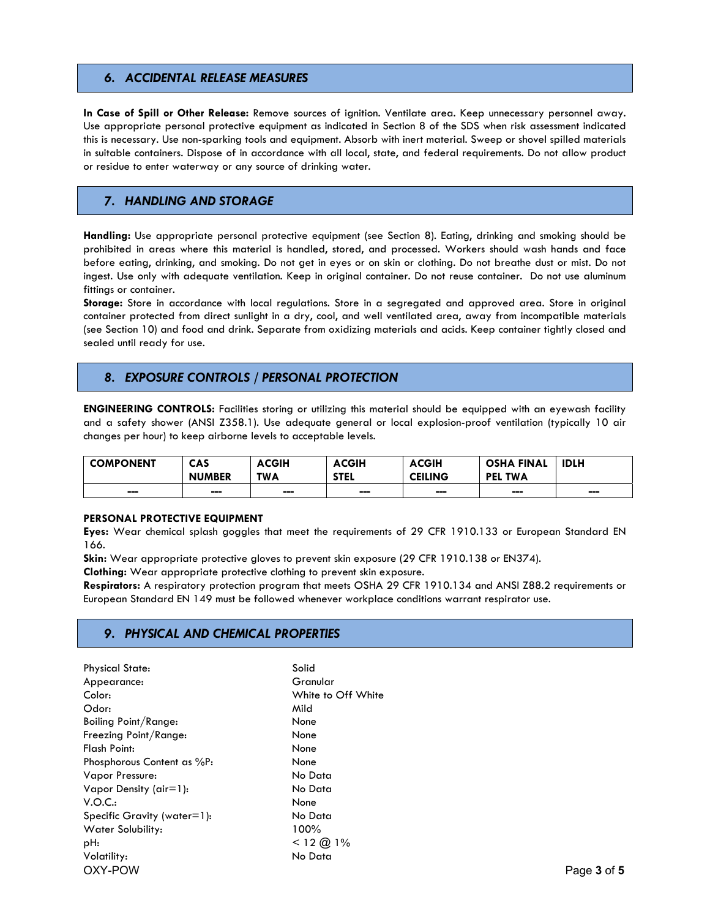## 6. ACCIDENTAL RELEASE MEASURES

**In Case of Spill or Other Release:** Remove sources of ignition. Ventilate area. Keep unnecessary personnel away. Use appropriate personal protective equipment as indicated in Section 8 of the SDS when risk assessment indicated this is necessary. Use non-sparking tools and equipment. Absorb with inert material. Sweep or shovel spilled materials in suitable containers. Dispose of in accordance with all local, state, and federal requirements. Do not allow product or residue to enter waterway or any source of drinking water.

## 7. HANDLING AND STORAGE

**Handling:** Use appropriate personal protective equipment (see Section 8). Eating, drinking and smoking should be prohibited in areas where this material is handled, stored, and processed. Workers should wash hands and face before eating, drinking, and smoking. Do not get in eyes or on skin or clothing. Do not breathe dust or mist. Do not ingest. Use only with adequate ventilation. Keep in original container. Do not reuse container. Do not use aluminum fittings or container.

**Storage:** Store in accordance with local regulations. Store in a segregated and approved area. Store in original container protected from direct sunlight in a dry, cool, and well ventilated area, away from incompatible materials (see Section 10) and food and drink. Separate from oxidizing materials and acids. Keep container tightly closed and sealed until ready for use.

## 8. EXPOSURE CONTROLS / PERSONAL PROTECTION

**ENGINEERING CONTROLS:** Facilities storing or utilizing this material should be equipped with an eyewash facility and a safety shower (ANSI Z358.1). Use adequate general or local explosion-proof ventilation (typically 10 air changes per hour) to keep airborne levels to acceptable levels.

| COMPONENT | CAS NUMBER | ACGIH TWA | ACGIH STEL | ACGIH CEILING | OSHA FINAL PEL TWA | IDLH |
|---|---|---|---|---|---|---|
| --- | --- | --- | --- | --- | --- | --- |

**PERSONAL PROTECTIVE EQUIPMENT**

**Eyes:** Wear chemical splash goggles that meet the requirements of 29 CFR 1910.133 or European Standard EN 166.

**Skin:** Wear appropriate protective gloves to prevent skin exposure (29 CFR 1910.138 or EN374).

**Clothing:** Wear appropriate protective clothing to prevent skin exposure.

**Respirators:** A respiratory protection program that meets OSHA 29 CFR 1910.134 and ANSI Z88.2 requirements or European Standard EN 149 must be followed whenever workplace conditions warrant respirator use.

## 9. PHYSICAL AND CHEMICAL PROPERTIES

| | |
|---|---|
| Physical State: | Solid |
| Appearance: | Granular |
| Color: | White to Off White |
| Odor: | Mild |
| Boiling Point/Range: | None |
| Freezing Point/Range: | None |
| Flash Point: | None |
| Phosphorous Content as %P: | None |
| Vapor Pressure: | No Data |
| Vapor Density (air=1): | No Data |
| V.O.C.: | None |
| Specific Gravity (water=1): | No Data |
| Water Solubility: | 100% |
| pH: | < 12 @ 1% |
| Volatility: | No Data |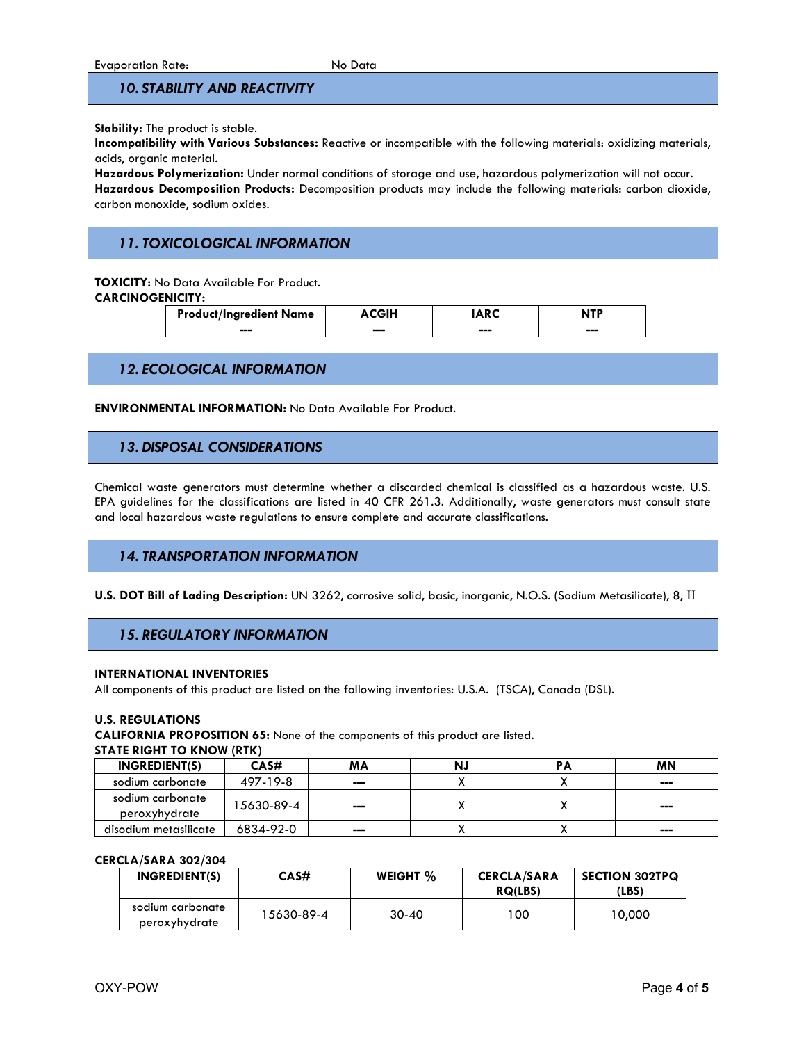Evaporation Rate: No Data

## 10. STABILITY AND REACTIVITY

**Stability:** The product is stable.
**Incompatibility with Various Substances:** Reactive or incompatible with the following materials: oxidizing materials, acids, organic material.
**Hazardous Polymerization:** Under normal conditions of storage and use, hazardous polymerization will not occur.
**Hazardous Decomposition Products:** Decomposition products may include the following materials: carbon dioxide, carbon monoxide, sodium oxides.

## 11. TOXICOLOGICAL INFORMATION

**TOXICITY:** No Data Available For Product.
**CARCINOGENICITY:**

| Product/Ingredient Name | ACGIH | IARC | NTP |
|---|---|---|---|
| --- | --- | --- | --- |

## 12. ECOLOGICAL INFORMATION

**ENVIRONMENTAL INFORMATION:** No Data Available For Product.

## 13. DISPOSAL CONSIDERATIONS

Chemical waste generators must determine whether a discarded chemical is classified as a hazardous waste. U.S. EPA guidelines for the classifications are listed in 40 CFR 261.3. Additionally, waste generators must consult state and local hazardous waste regulations to ensure complete and accurate classifications.

## 14. TRANSPORTATION INFORMATION

**U.S. DOT Bill of Lading Description:** UN 3262, corrosive solid, basic, inorganic, N.O.S. (Sodium Metasilicate), 8, II

## 15. REGULATORY INFORMATION

**INTERNATIONAL INVENTORIES**
All components of this product are listed on the following inventories: U.S.A. (TSCA), Canada (DSL).

**U.S. REGULATIONS**
**CALIFORNIA PROPOSITION 65:** None of the components of this product are listed.
**STATE RIGHT TO KNOW (RTK)**

| INGREDIENT(S) | CAS# | MA | NJ | PA | MN |
|---|---|---|---|---|---|
| sodium carbonate | 497-19-8 | --- | X | X | --- |
| sodium carbonate peroxyhydrate | 15630-89-4 | --- | X | X | --- |
| disodium metasilicate | 6834-92-0 | --- | X | X | --- |

**CERCLA/SARA 302/304**

| INGREDIENT(S) | CAS# | WEIGHT % | CERCLA/SARA RQ(LBS) | SECTION 302TPQ (LBS) |
|---|---|---|---|---|
| sodium carbonate peroxyhydrate | 15630-89-4 | 30-40 | 100 | 10,000 |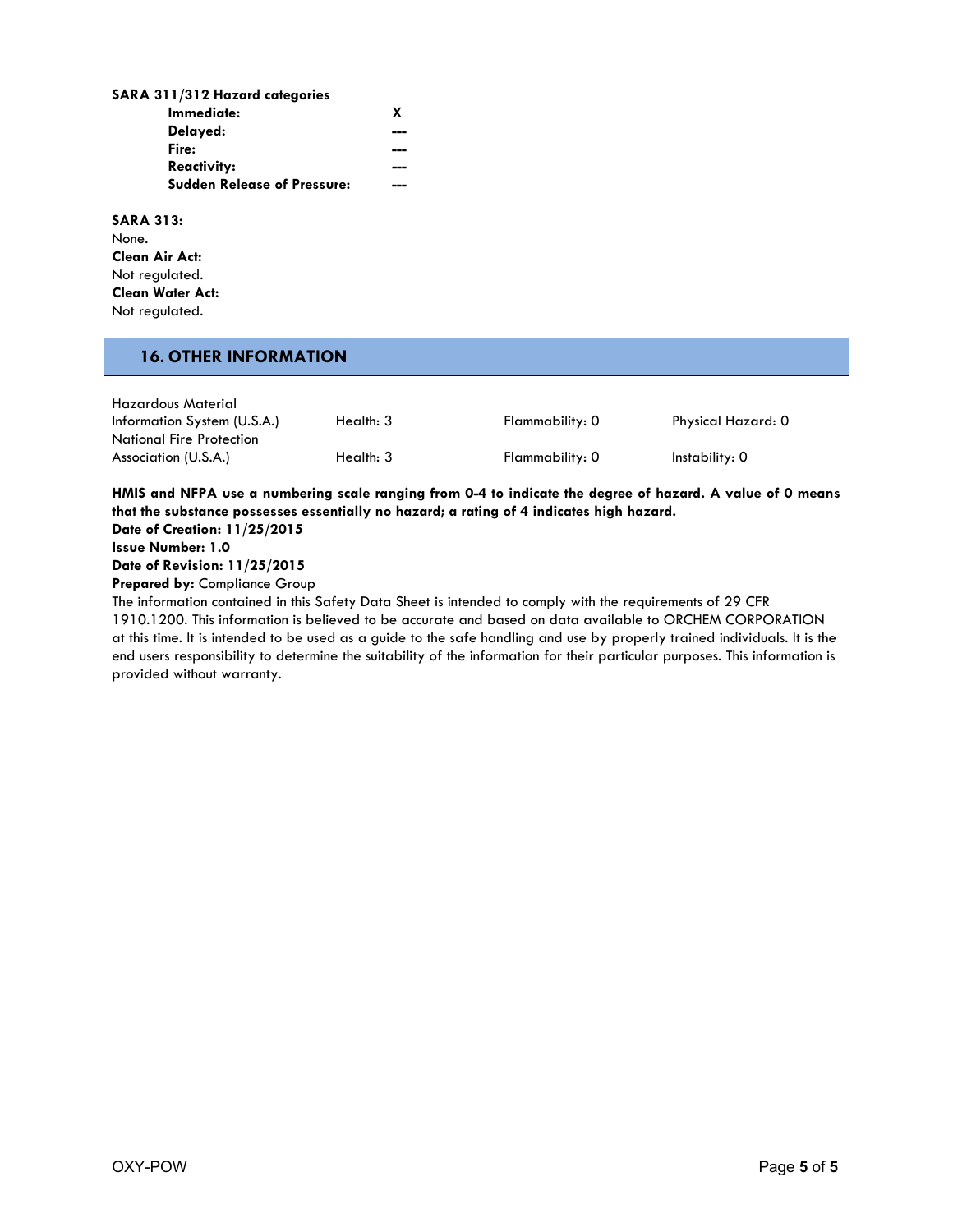**SARA 311/312 Hazard categories**

| | |
|---|---|
| **Immediate:** | **X** |
| **Delayed:** | **---** |
| **Fire:** | **---** |
| **Reactivity:** | **---** |
| **Sudden Release of Pressure:** | **---** |

**SARA 313:**
None.
**Clean Air Act:**
Not regulated.
**Clean Water Act:**
Not regulated.

## 16. OTHER INFORMATION

| | | | |
|---|---|---|---|
| Hazardous Material Information System (U.S.A.) | Health: 3 | Flammability: 0 | Physical Hazard: 0 |
| National Fire Protection Association (U.S.A.) | Health: 3 | Flammability: 0 | Instability: 0 |

**HMIS and NFPA use a numbering scale ranging from 0-4 to indicate the degree of hazard. A value of 0 means that the substance possesses essentially no hazard; a rating of 4 indicates high hazard.**
**Date of Creation: 11/25/2015**
**Issue Number: 1.0**
**Date of Revision: 11/25/2015**
**Prepared by:** Compliance Group
The information contained in this Safety Data Sheet is intended to comply with the requirements of 29 CFR 1910.1200. This information is believed to be accurate and based on data available to ORCHEM CORPORATION at this time. It is intended to be used as a guide to the safe handling and use by properly trained individuals. It is the end users responsibility to determine the suitability of the information for their particular purposes. This information is provided without warranty.